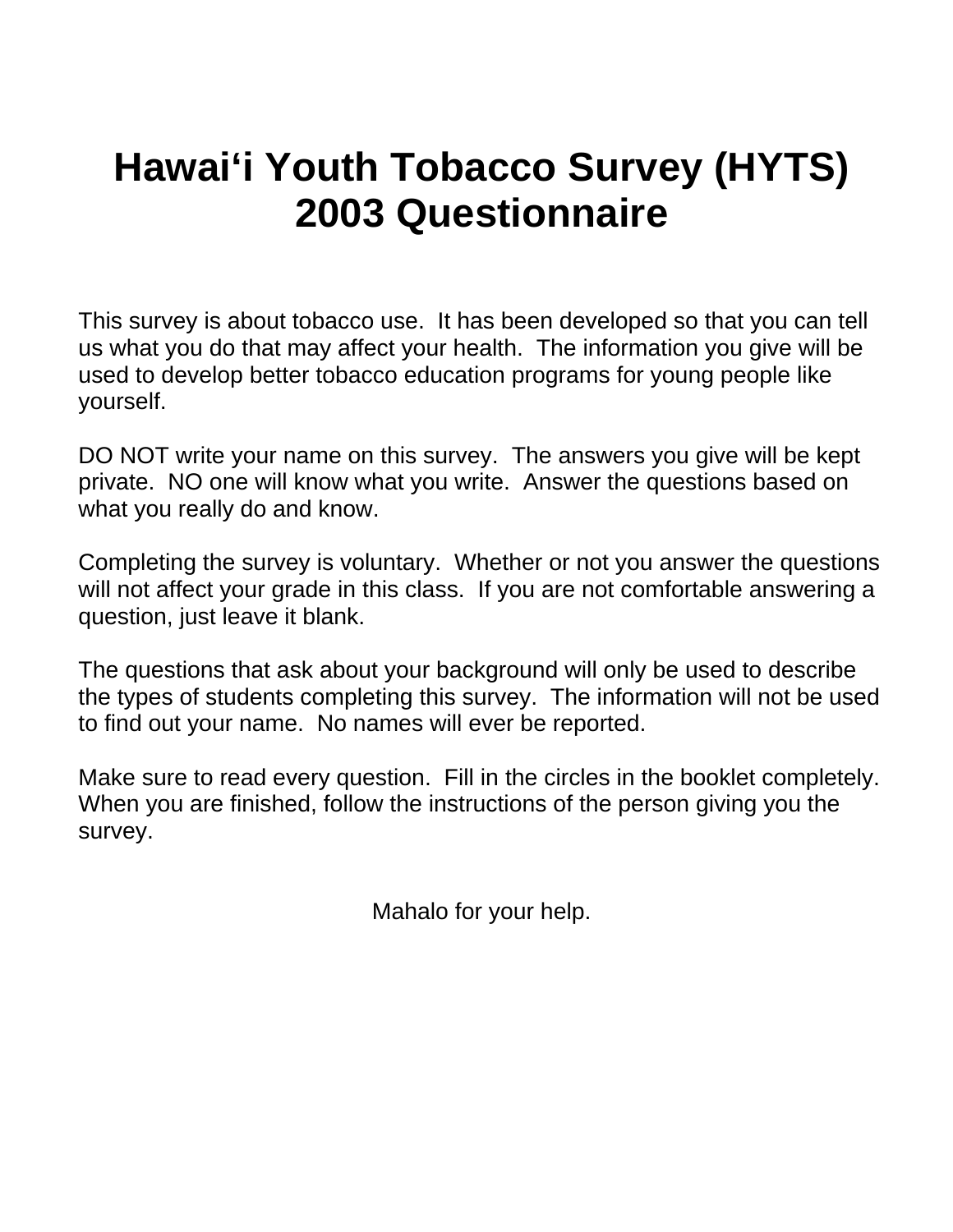# Hawai‘i Youth Tobacco Survey (HYTS) 2003 Questionnaire

This survey is about tobacco use. It has been developed so that you can tell us what you do that may affect your health. The information you give will be used to develop better tobacco education programs for young people like yourself.

DO NOT write your name on this survey. The answers you give will be kept private. NO one will know what you write. Answer the questions based on what you really do and know.

Completing the survey is voluntary. Whether or not you answer the questions will not affect your grade in this class. If you are not comfortable answering a question, just leave it blank.

The questions that ask about your background will only be used to describe the types of students completing this survey. The information will not be used to find out your name. No names will ever be reported.

Make sure to read every question. Fill in the circles in the booklet completely. When you are finished, follow the instructions of the person giving you the survey.

Mahalo for your help.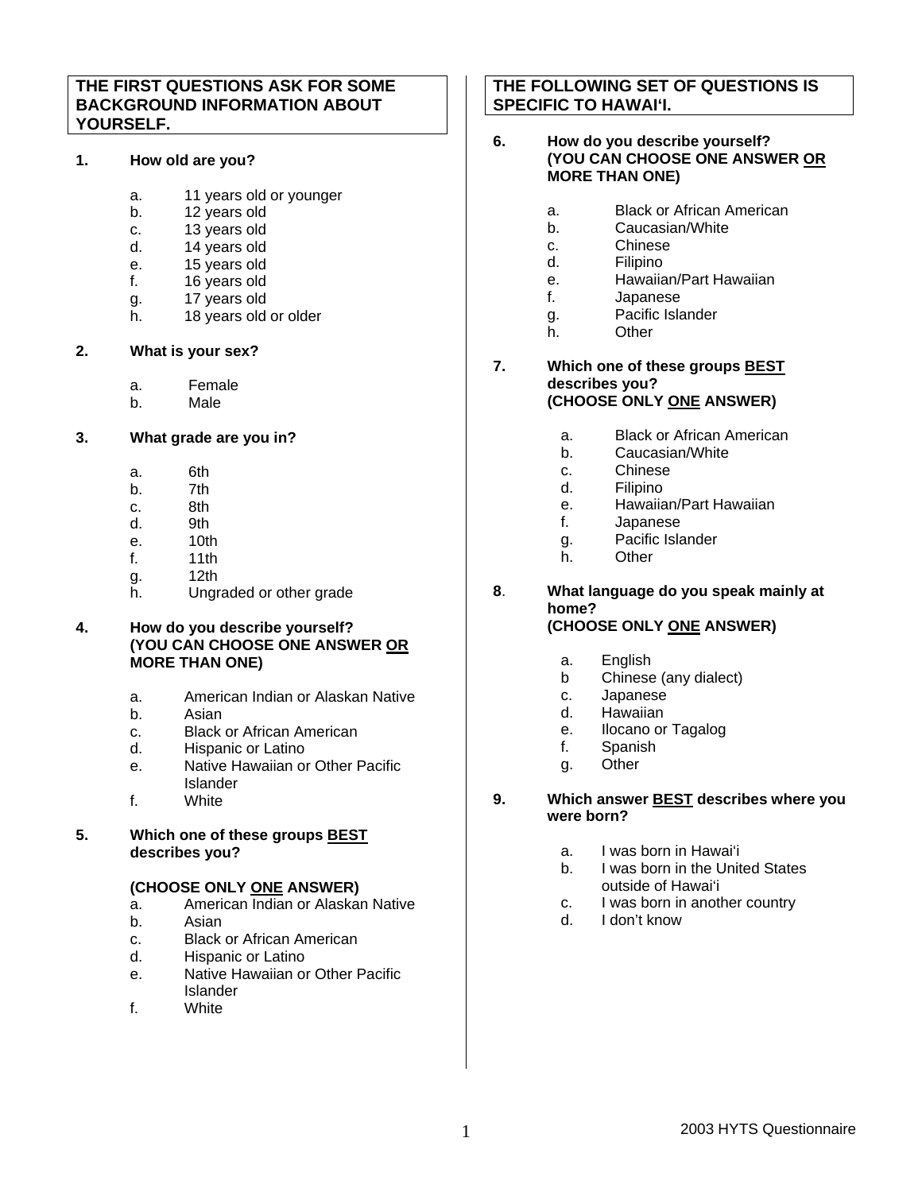**THE FIRST QUESTIONS ASK FOR SOME BACKGROUND INFORMATION ABOUT YOURSELF.**

**1. How old are you?**

- a. 11 years old or younger
- b. 12 years old
- c. 13 years old
- d. 14 years old
- e. 15 years old
- f. 16 years old
- g. 17 years old
- h. 18 years old or older

**2. What is your sex?**

- a. Female
- b. Male

**3. What grade are you in?**

- a. 6th
- b. 7th
- c. 8th
- d. 9th
- e. 10th
- f. 11th
- g. 12th
- h. Ungraded or other grade

**4. How do you describe yourself? (YOU CAN CHOOSE ONE ANSWER <u>OR</u> MORE THAN ONE)**

- a. American Indian or Alaskan Native
- b. Asian
- c. Black or African American
- d. Hispanic or Latino
- e. Native Hawaiian or Other Pacific Islander
- f. White

**5. Which one of these groups <u>BEST</u> describes you?**

**(CHOOSE ONLY <u>ONE</u> ANSWER)**

- a. American Indian or Alaskan Native
- b. Asian
- c. Black or African American
- d. Hispanic or Latino
- e. Native Hawaiian or Other Pacific Islander
- f. White

**THE FOLLOWING SET OF QUESTIONS IS SPECIFIC TO HAWAI'I.**

**6. How do you describe yourself? (YOU CAN CHOOSE ONE ANSWER <u>OR</u> MORE THAN ONE)**

- a. Black or African American
- b. Caucasian/White
- c. Chinese
- d. Filipino
- e. Hawaiian/Part Hawaiian
- f. Japanese
- g. Pacific Islander
- h. Other

**7. Which one of these groups <u>BEST</u> describes you? (CHOOSE ONLY <u>ONE</u> ANSWER)**

- a. Black or African American
- b. Caucasian/White
- c. Chinese
- d. Filipino
- e. Hawaiian/Part Hawaiian
- f. Japanese
- g. Pacific Islander
- h. Other

**8. What language do you speak mainly at home? (CHOOSE ONLY <u>ONE</u> ANSWER)**

- a. English
- b Chinese (any dialect)
- c. Japanese
- d. Hawaiian
- e. Ilocano or Tagalog
- f. Spanish
- g. Other

**9. Which answer <u>BEST</u> describes where you were born?**

- a. I was born in Hawai'i
- b. I was born in the United States outside of Hawai'i
- c. I was born in another country
- d. I don't know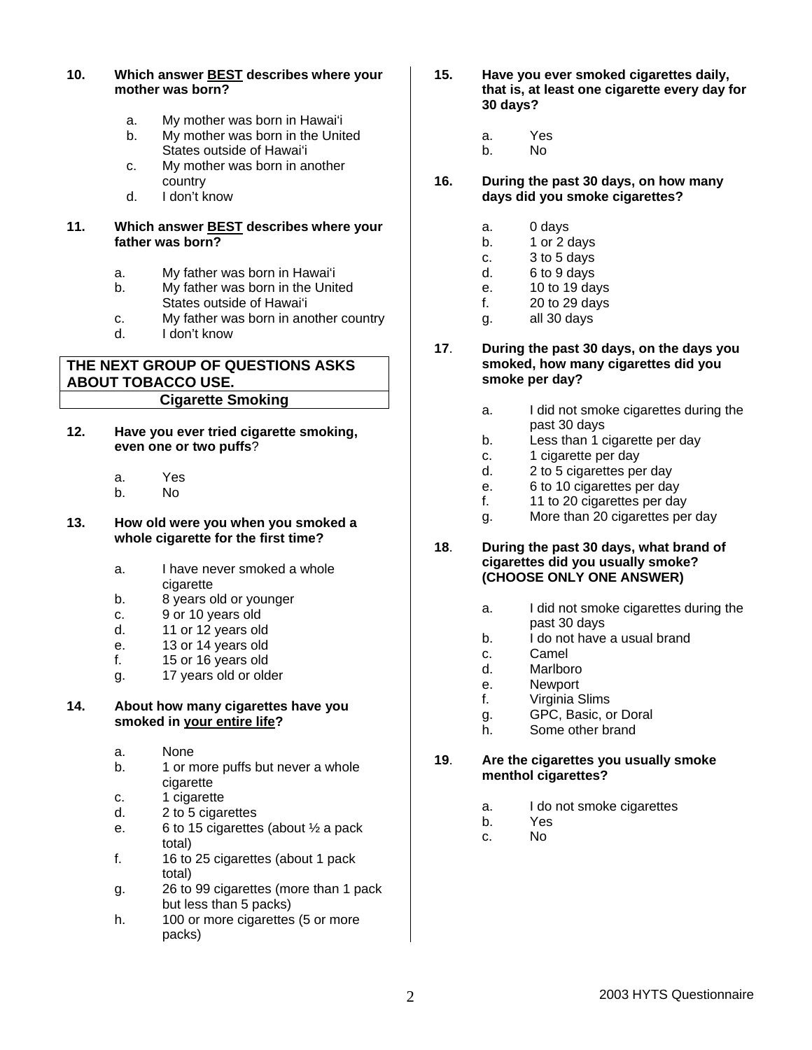**10. Which answer BEST describes where your mother was born?**

a. My mother was born in Hawai'i
b. My mother was born in the United States outside of Hawai'i
c. My mother was born in another country
d. I don't know

**11. Which answer BEST describes where your father was born?**

a. My father was born in Hawai'i
b. My father was born in the United States outside of Hawai'i
c. My father was born in another country
d. I don't know

## THE NEXT GROUP OF QUESTIONS ASKS ABOUT TOBACCO USE.

### Cigarette Smoking

**12. Have you ever tried cigarette smoking, even one or two puffs?**

a. Yes
b. No

**13. How old were you when you smoked a whole cigarette for the first time?**

a. I have never smoked a whole cigarette
b. 8 years old or younger
c. 9 or 10 years old
d. 11 or 12 years old
e. 13 or 14 years old
f. 15 or 16 years old
g. 17 years old or older

**14. About how many cigarettes have you smoked in <u>your entire life</u>?**

a. None
b. 1 or more puffs but never a whole cigarette
c. 1 cigarette
d. 2 to 5 cigarettes
e. 6 to 15 cigarettes (about ½ a pack total)
f. 16 to 25 cigarettes (about 1 pack total)
g. 26 to 99 cigarettes (more than 1 pack but less than 5 packs)
h. 100 or more cigarettes (5 or more packs)

**15. Have you ever smoked cigarettes daily, that is, at least one cigarette every day for 30 days?**

a. Yes
b. No

**16. During the past 30 days, on how many days did you smoke cigarettes?**

a. 0 days
b. 1 or 2 days
c. 3 to 5 days
d. 6 to 9 days
e. 10 to 19 days
f. 20 to 29 days
g. all 30 days

**17. During the past 30 days, on the days you smoked, how many cigarettes did you smoke per day?**

a. I did not smoke cigarettes during the past 30 days
b. Less than 1 cigarette per day
c. 1 cigarette per day
d. 2 to 5 cigarettes per day
e. 6 to 10 cigarettes per day
f. 11 to 20 cigarettes per day
g. More than 20 cigarettes per day

**18. During the past 30 days, what brand of cigarettes did you usually smoke? (CHOOSE ONLY ONE ANSWER)**

a. I did not smoke cigarettes during the past 30 days
b. I do not have a usual brand
c. Camel
d. Marlboro
e. Newport
f. Virginia Slims
g. GPC, Basic, or Doral
h. Some other brand

**19. Are the cigarettes you usually smoke menthol cigarettes?**

a. I do not smoke cigarettes
b. Yes
c. No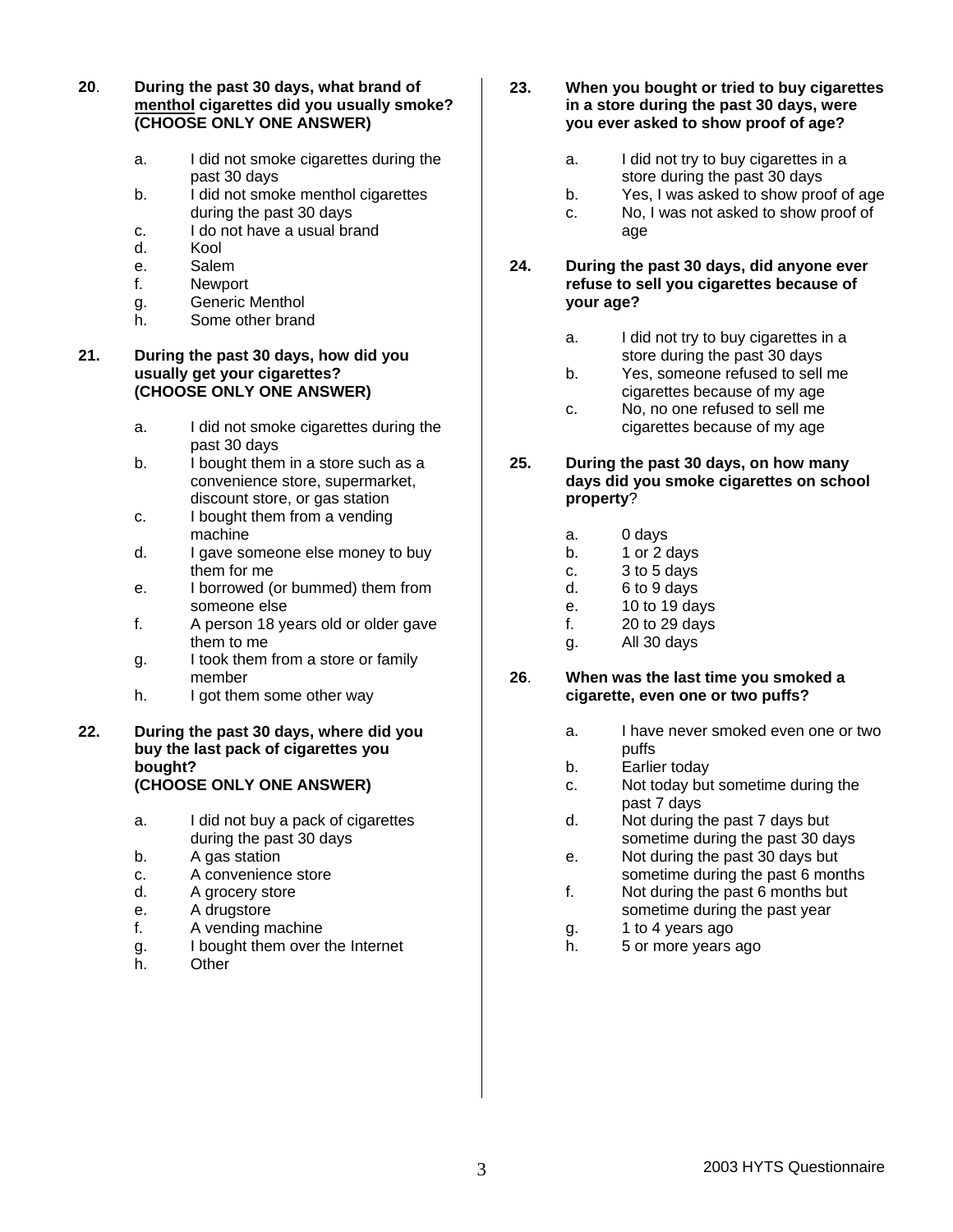**20**. **During the past 30 days, what brand of <u>menthol</u> cigarettes did you usually smoke? (CHOOSE ONLY ONE ANSWER)**

a. I did not smoke cigarettes during the past 30 days
b. I did not smoke menthol cigarettes during the past 30 days
c. I do not have a usual brand
d. Kool
e. Salem
f. Newport
g. Generic Menthol
h. Some other brand

**21. During the past 30 days, how did you usually get your cigarettes? (CHOOSE ONLY ONE ANSWER)**

a. I did not smoke cigarettes during the past 30 days
b. I bought them in a store such as a convenience store, supermarket, discount store, or gas station
c. I bought them from a vending machine
d. I gave someone else money to buy them for me
e. I borrowed (or bummed) them from someone else
f. A person 18 years old or older gave them to me
g. I took them from a store or family member
h. I got them some other way

**22. During the past 30 days, where did you buy the last pack of cigarettes you bought? (CHOOSE ONLY ONE ANSWER)**

a. I did not buy a pack of cigarettes during the past 30 days
b. A gas station
c. A convenience store
d. A grocery store
e. A drugstore
f. A vending machine
g. I bought them over the Internet
h. Other

**23. When you bought or tried to buy cigarettes in a store during the past 30 days, were you ever asked to show proof of age?**

a. I did not try to buy cigarettes in a store during the past 30 days
b. Yes, I was asked to show proof of age
c. No, I was not asked to show proof of age

**24. During the past 30 days, did anyone ever refuse to sell you cigarettes because of your age?**

a. I did not try to buy cigarettes in a store during the past 30 days
b. Yes, someone refused to sell me cigarettes because of my age
c. No, no one refused to sell me cigarettes because of my age

**25. During the past 30 days, on how many days did you smoke cigarettes on school property**?

a. 0 days
b. 1 or 2 days
c. 3 to 5 days
d. 6 to 9 days
e. 10 to 19 days
f. 20 to 29 days
g. All 30 days

**26**. **When was the last time you smoked a cigarette, even one or two puffs?**

a. I have never smoked even one or two puffs
b. Earlier today
c. Not today but sometime during the past 7 days
d. Not during the past 7 days but sometime during the past 30 days
e. Not during the past 30 days but sometime during the past 6 months
f. Not during the past 6 months but sometime during the past year
g. 1 to 4 years ago
h. 5 or more years ago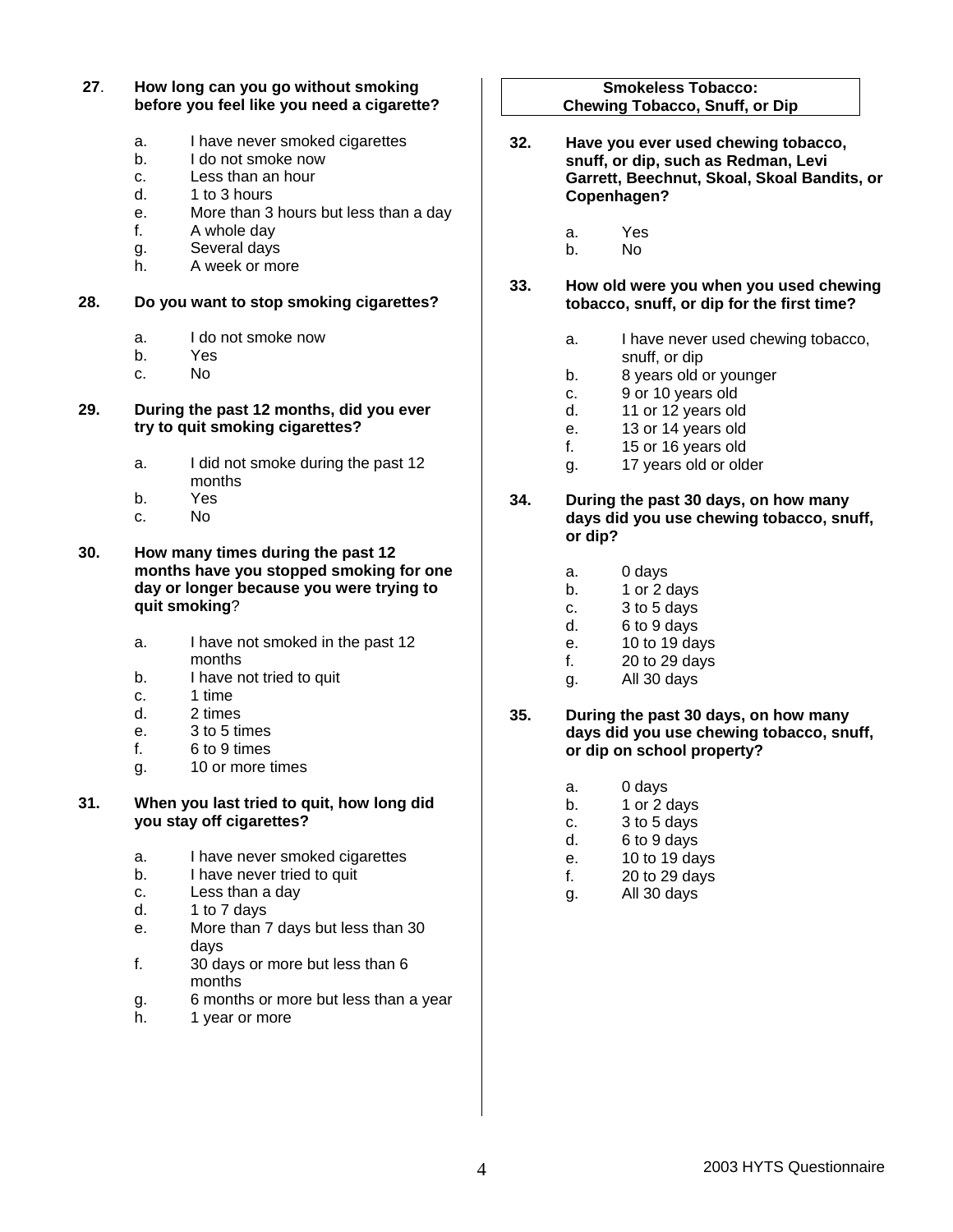**27.** **How long can you go without smoking before you feel like you need a cigarette?**

a. I have never smoked cigarettes
b. I do not smoke now
c. Less than an hour
d. 1 to 3 hours
e. More than 3 hours but less than a day
f. A whole day
g. Several days
h. A week or more

**28.** **Do you want to stop smoking cigarettes?**

a. I do not smoke now
b. Yes
c. No

**29.** **During the past 12 months, did you ever try to quit smoking cigarettes?**

a. I did not smoke during the past 12 months
b. Yes
c. No

**30.** **How many times during the past 12 months have you stopped smoking for one day or longer because you were trying to quit smoking**?

a. I have not smoked in the past 12 months
b. I have not tried to quit
c. 1 time
d. 2 times
e. 3 to 5 times
f. 6 to 9 times
g. 10 or more times

**31.** **When you last tried to quit, how long did you stay off cigarettes?**

a. I have never smoked cigarettes
b. I have never tried to quit
c. Less than a day
d. 1 to 7 days
e. More than 7 days but less than 30 days
f. 30 days or more but less than 6 months
g. 6 months or more but less than a year
h. 1 year or more

## Smokeless Tobacco: Chewing Tobacco, Snuff, or Dip

**32.** **Have you ever used chewing tobacco, snuff, or dip, such as Redman, Levi Garrett, Beechnut, Skoal, Skoal Bandits, or Copenhagen?**

a. Yes
b. No

**33.** **How old were you when you used chewing tobacco, snuff, or dip for the first time?**

a. I have never used chewing tobacco, snuff, or dip
b. 8 years old or younger
c. 9 or 10 years old
d. 11 or 12 years old
e. 13 or 14 years old
f. 15 or 16 years old
g. 17 years old or older

**34.** **During the past 30 days, on how many days did you use chewing tobacco, snuff, or dip?**

a. 0 days
b. 1 or 2 days
c. 3 to 5 days
d. 6 to 9 days
e. 10 to 19 days
f. 20 to 29 days
g. All 30 days

**35.** **During the past 30 days, on how many days did you use chewing tobacco, snuff, or dip on school property?**

a. 0 days
b. 1 or 2 days
c. 3 to 5 days
d. 6 to 9 days
e. 10 to 19 days
f. 20 to 29 days
g. All 30 days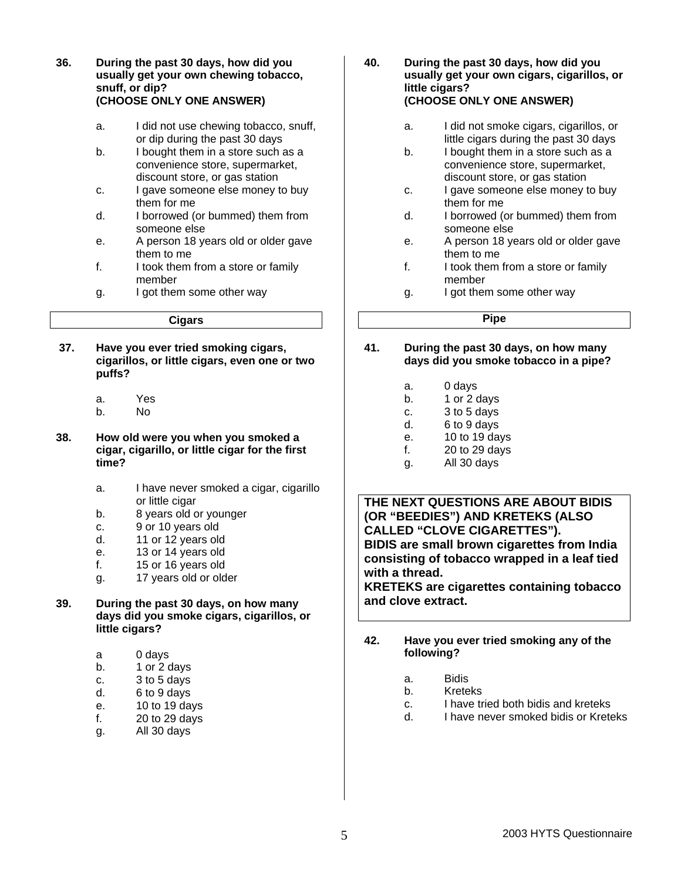**36. During the past 30 days, how did you usually get your own chewing tobacco, snuff, or dip? (CHOOSE ONLY ONE ANSWER)**

- a. I did not use chewing tobacco, snuff, or dip during the past 30 days
- b. I bought them in a store such as a convenience store, supermarket, discount store, or gas station
- c. I gave someone else money to buy them for me
- d. I borrowed (or bummed) them from someone else
- e. A person 18 years old or older gave them to me
- f. I took them from a store or family member
- g. I got them some other way

## Cigars

**37. Have you ever tried smoking cigars, cigarillos, or little cigars, even one or two puffs?**

- a. Yes
- b. No

**38. How old were you when you smoked a cigar, cigarillo, or little cigar for the first time?**

- a. I have never smoked a cigar, cigarillo or little cigar
- b. 8 years old or younger
- c. 9 or 10 years old
- d. 11 or 12 years old
- e. 13 or 14 years old
- f. 15 or 16 years old
- g. 17 years old or older

**39. During the past 30 days, on how many days did you smoke cigars, cigarillos, or little cigars?**

- a 0 days
- b. 1 or 2 days
- c. 3 to 5 days
- d. 6 to 9 days
- e. 10 to 19 days
- f. 20 to 29 days
- g. All 30 days

**40. During the past 30 days, how did you usually get your own cigars, cigarillos, or little cigars? (CHOOSE ONLY ONE ANSWER)**

- a. I did not smoke cigars, cigarillos, or little cigars during the past 30 days
- b. I bought them in a store such as a convenience store, supermarket, discount store, or gas station
- c. I gave someone else money to buy them for me
- d. I borrowed (or bummed) them from someone else
- e. A person 18 years old or older gave them to me
- f. I took them from a store or family member
- g. I got them some other way

## Pipe

**41. During the past 30 days, on how many days did you smoke tobacco in a pipe?**

- a. 0 days
- b. 1 or 2 days
- c. 3 to 5 days
- d. 6 to 9 days
- e. 10 to 19 days
- f. 20 to 29 days
- g. All 30 days

**THE NEXT QUESTIONS ARE ABOUT BIDIS (OR "BEEDIES") AND KRETEKS (ALSO CALLED "CLOVE CIGARETTES").**
**BIDIS are small brown cigarettes from India consisting of tobacco wrapped in a leaf tied with a thread.**
**KRETEKS are cigarettes containing tobacco and clove extract.**

**42. Have you ever tried smoking any of the following?**

- a. Bidis
- b. Kreteks
- c. I have tried both bidis and kreteks
- d. I have never smoked bidis or Kreteks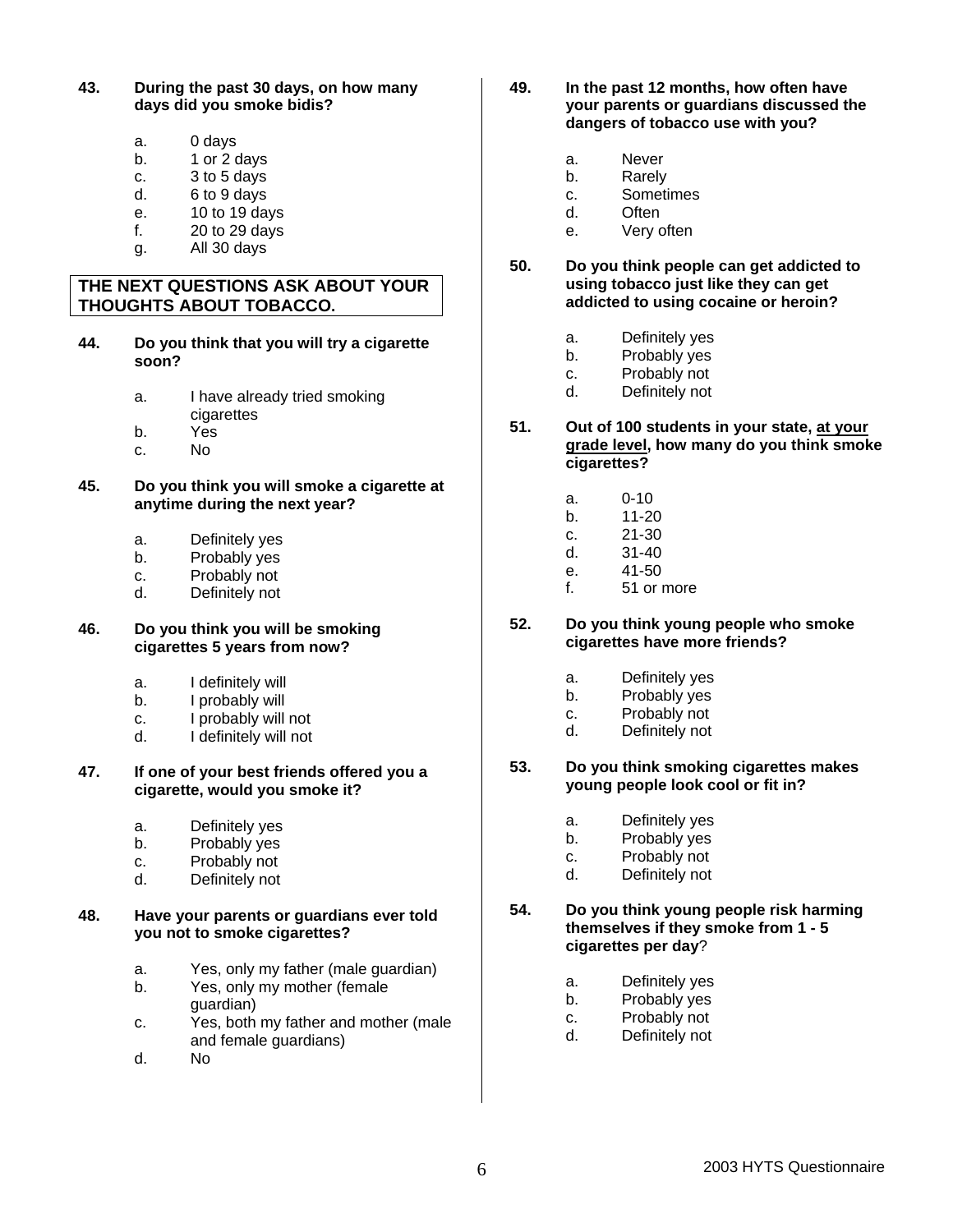**43. During the past 30 days, on how many days did you smoke bidis?**

a. 0 days
b. 1 or 2 days
c. 3 to 5 days
d. 6 to 9 days
e. 10 to 19 days
f. 20 to 29 days
g. All 30 days

**THE NEXT QUESTIONS ASK ABOUT YOUR THOUGHTS ABOUT TOBACCO.**

**44. Do you think that you will try a cigarette soon?**

a. I have already tried smoking cigarettes
b. Yes
c. No

**45. Do you think you will smoke a cigarette at anytime during the next year?**

a. Definitely yes
b. Probably yes
c. Probably not
d. Definitely not

**46. Do you think you will be smoking cigarettes 5 years from now?**

a. I definitely will
b. I probably will
c. I probably will not
d. I definitely will not

**47. If one of your best friends offered you a cigarette, would you smoke it?**

a. Definitely yes
b. Probably yes
c. Probably not
d. Definitely not

**48. Have your parents or guardians ever told you not to smoke cigarettes?**

a. Yes, only my father (male guardian)
b. Yes, only my mother (female guardian)
c. Yes, both my father and mother (male and female guardians)
d. No

**49. In the past 12 months, how often have your parents or guardians discussed the dangers of tobacco use with you?**

a. Never
b. Rarely
c. Sometimes
d. Often
e. Very often

**50. Do you think people can get addicted to using tobacco just like they can get addicted to using cocaine or heroin?**

a. Definitely yes
b. Probably yes
c. Probably not
d. Definitely not

**51. Out of 100 students in your state, <u>at your grade level</u>, how many do you think smoke cigarettes?**

a. 0-10
b. 11-20
c. 21-30
d. 31-40
e. 41-50
f. 51 or more

**52. Do you think young people who smoke cigarettes have more friends?**

a. Definitely yes
b. Probably yes
c. Probably not
d. Definitely not

**53. Do you think smoking cigarettes makes young people look cool or fit in?**

a. Definitely yes
b. Probably yes
c. Probably not
d. Definitely not

**54. Do you think young people risk harming themselves if they smoke from 1 - 5 cigarettes per day?**

a. Definitely yes
b. Probably yes
c. Probably not
d. Definitely not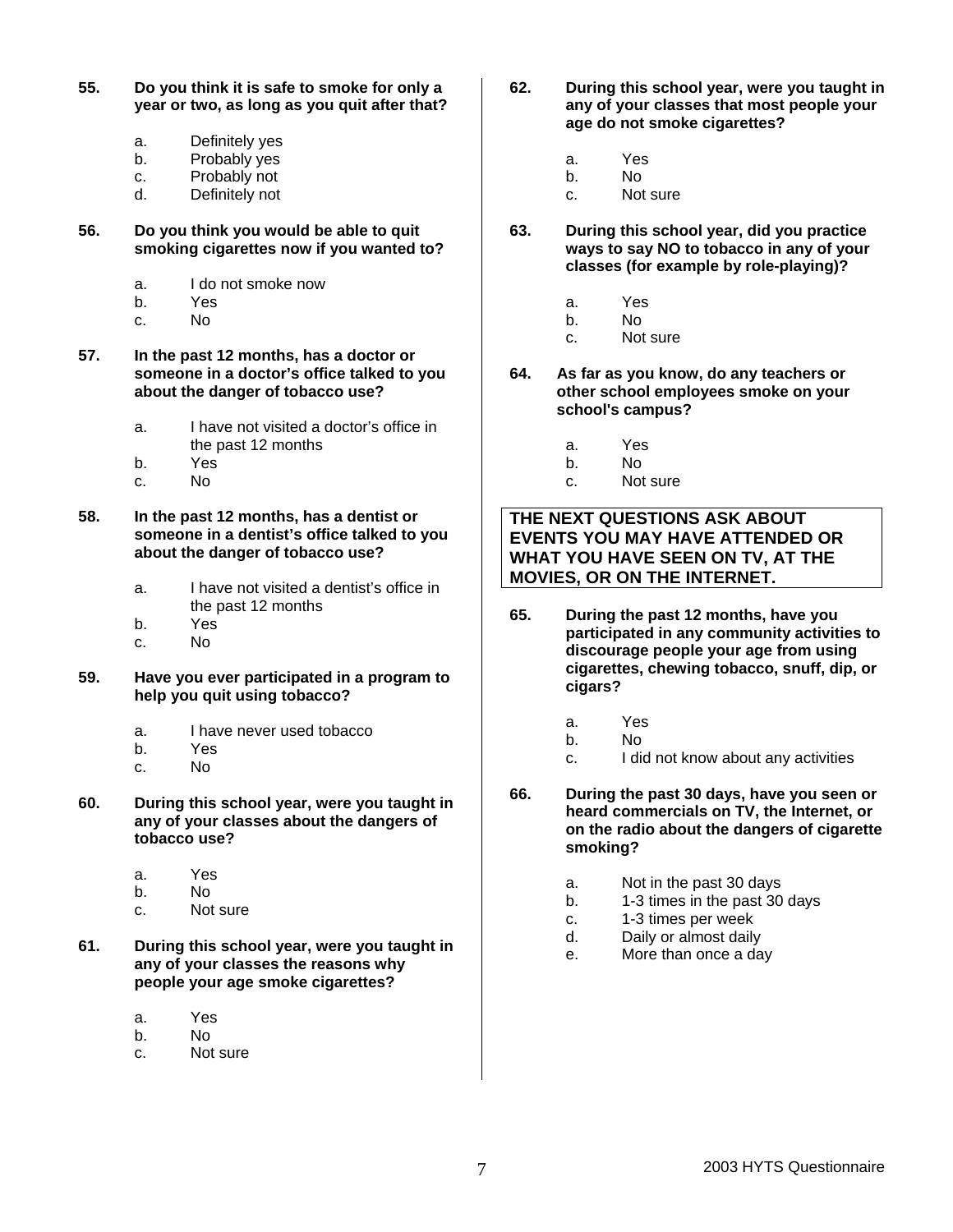**55. Do you think it is safe to smoke for only a year or two, as long as you quit after that?**

a. Definitely yes
b. Probably yes
c. Probably not
d. Definitely not

**56. Do you think you would be able to quit smoking cigarettes now if you wanted to?**

a. I do not smoke now
b. Yes
c. No

**57. In the past 12 months, has a doctor or someone in a doctor's office talked to you about the danger of tobacco use?**

a. I have not visited a doctor's office in the past 12 months
b. Yes
c. No

**58. In the past 12 months, has a dentist or someone in a dentist's office talked to you about the danger of tobacco use?**

a. I have not visited a dentist's office in the past 12 months
b. Yes
c. No

**59. Have you ever participated in a program to help you quit using tobacco?**

a. I have never used tobacco
b. Yes
c. No

**60. During this school year, were you taught in any of your classes about the dangers of tobacco use?**

a. Yes
b. No
c. Not sure

**61. During this school year, were you taught in any of your classes the reasons why people your age smoke cigarettes?**

a. Yes
b. No
c. Not sure

**62. During this school year, were you taught in any of your classes that most people your age do not smoke cigarettes?**

a. Yes
b. No
c. Not sure

**63. During this school year, did you practice ways to say NO to tobacco in any of your classes (for example by role-playing)?**

a. Yes
b. No
c. Not sure

**64. As far as you know, do any teachers or other school employees smoke on your school's campus?**

a. Yes
b. No
c. Not sure

**THE NEXT QUESTIONS ASK ABOUT EVENTS YOU MAY HAVE ATTENDED OR WHAT YOU HAVE SEEN ON TV, AT THE MOVIES, OR ON THE INTERNET.**

**65. During the past 12 months, have you participated in any community activities to discourage people your age from using cigarettes, chewing tobacco, snuff, dip, or cigars?**

a. Yes
b. No
c. I did not know about any activities

**66. During the past 30 days, have you seen or heard commercials on TV, the Internet, or on the radio about the dangers of cigarette smoking?**

a. Not in the past 30 days
b. 1-3 times in the past 30 days
c. 1-3 times per week
d. Daily or almost daily
e. More than once a day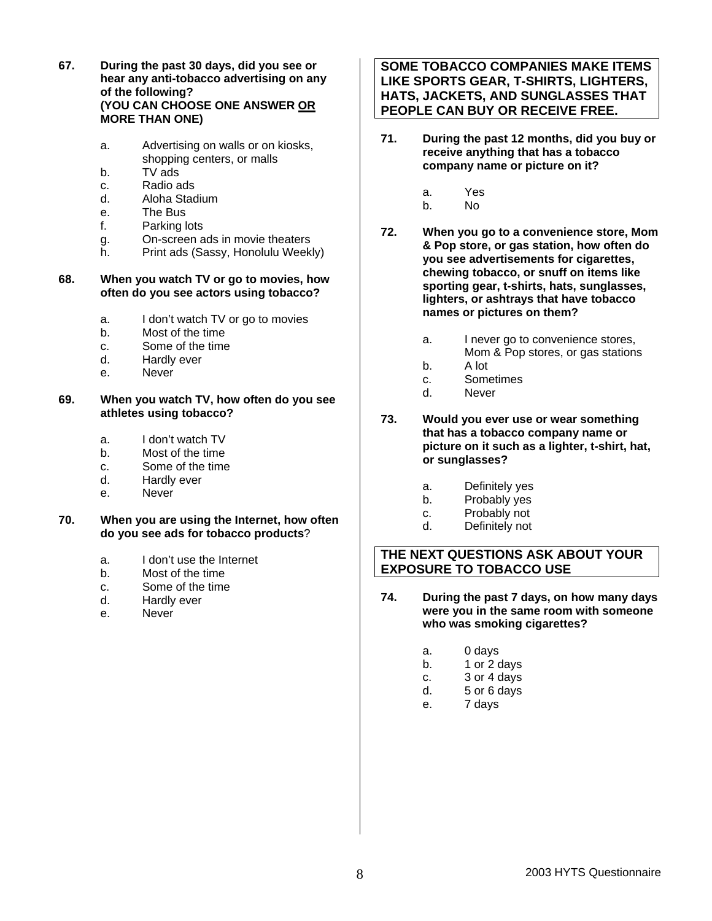**67. During the past 30 days, did you see or hear any anti-tobacco advertising on any of the following?**
**(YOU CAN CHOOSE ONE ANSWER OR MORE THAN ONE)**

a. Advertising on walls or on kiosks, shopping centers, or malls
b. TV ads
c. Radio ads
d. Aloha Stadium
e. The Bus
f. Parking lots
g. On-screen ads in movie theaters
h. Print ads (Sassy, Honolulu Weekly)

**68. When you watch TV or go to movies, how often do you see actors using tobacco?**

a. I don't watch TV or go to movies
b. Most of the time
c. Some of the time
d. Hardly ever
e. Never

**69. When you watch TV, how often do you see athletes using tobacco?**

a. I don't watch TV
b. Most of the time
c. Some of the time
d. Hardly ever
e. Never

**70. When you are using the Internet, how often do you see ads for tobacco products?**

a. I don't use the Internet
b. Most of the time
c. Some of the time
d. Hardly ever
e. Never

**SOME TOBACCO COMPANIES MAKE ITEMS LIKE SPORTS GEAR, T-SHIRTS, LIGHTERS, HATS, JACKETS, AND SUNGLASSES THAT PEOPLE CAN BUY OR RECEIVE FREE.**

**71. During the past 12 months, did you buy or receive anything that has a tobacco company name or picture on it?**

a. Yes
b. No

**72. When you go to a convenience store, Mom & Pop store, or gas station, how often do you see advertisements for cigarettes, chewing tobacco, or snuff on items like sporting gear, t-shirts, hats, sunglasses, lighters, or ashtrays that have tobacco names or pictures on them?**

a. I never go to convenience stores, Mom & Pop stores, or gas stations
b. A lot
c. Sometimes
d. Never

**73. Would you ever use or wear something that has a tobacco company name or picture on it such as a lighter, t-shirt, hat, or sunglasses?**

a. Definitely yes
b. Probably yes
c. Probably not
d. Definitely not

**THE NEXT QUESTIONS ASK ABOUT YOUR EXPOSURE TO TOBACCO USE**

**74. During the past 7 days, on how many days were you in the same room with someone who was smoking cigarettes?**

a. 0 days
b. 1 or 2 days
c. 3 or 4 days
d. 5 or 6 days
e. 7 days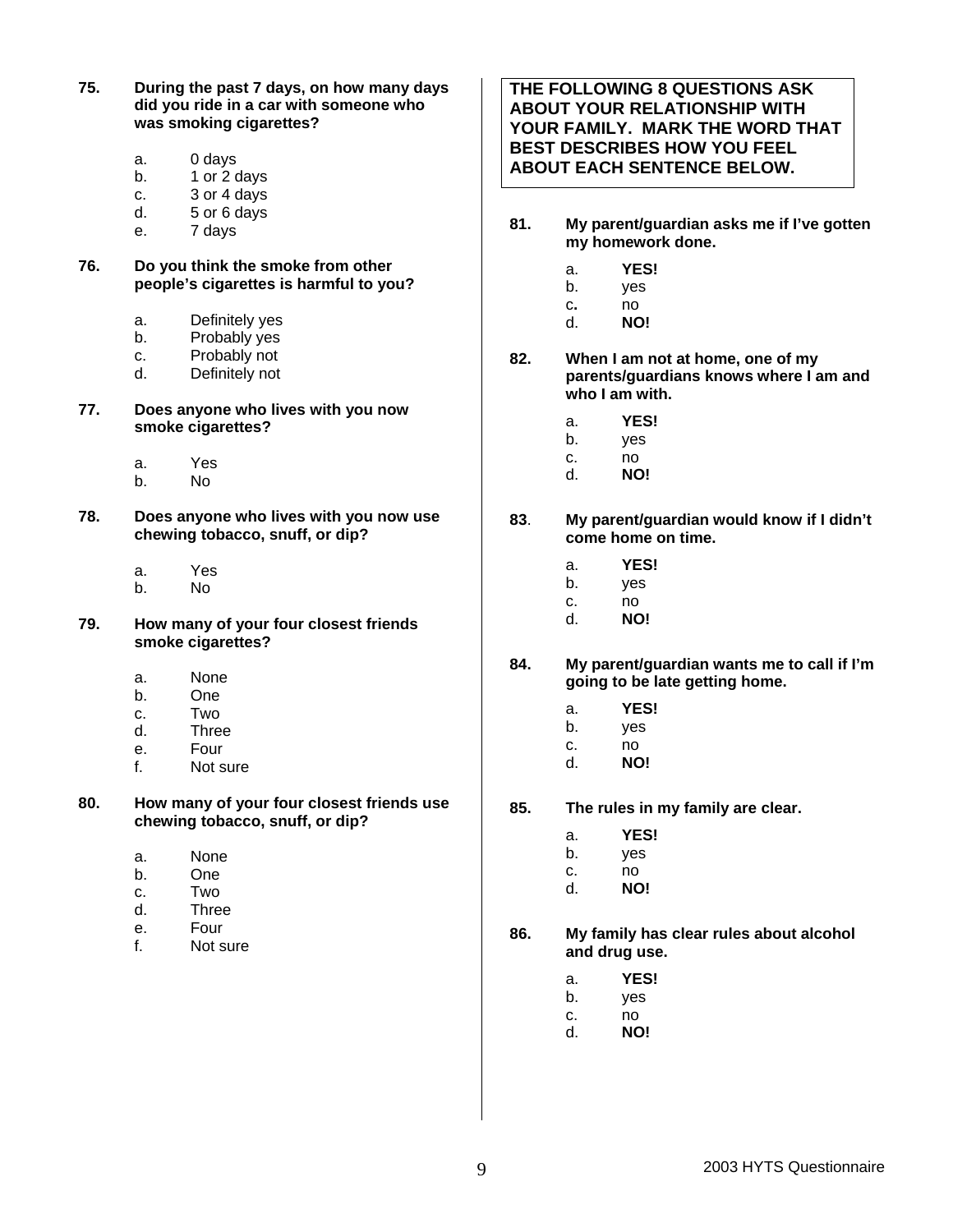**75. During the past 7 days, on how many days did you ride in a car with someone who was smoking cigarettes?**

a. 0 days
b. 1 or 2 days
c. 3 or 4 days
d. 5 or 6 days
e. 7 days

**76. Do you think the smoke from other people's cigarettes is harmful to you?**

a. Definitely yes
b. Probably yes
c. Probably not
d. Definitely not

**77. Does anyone who lives with you now smoke cigarettes?**

a. Yes
b. No

**78. Does anyone who lives with you now use chewing tobacco, snuff, or dip?**

a. Yes
b. No

**79. How many of your four closest friends smoke cigarettes?**

a. None
b. One
c. Two
d. Three
e. Four
f. Not sure

**80. How many of your four closest friends use chewing tobacco, snuff, or dip?**

a. None
b. One
c. Two
d. Three
e. Four
f. Not sure

**THE FOLLOWING 8 QUESTIONS ASK ABOUT YOUR RELATIONSHIP WITH YOUR FAMILY. MARK THE WORD THAT BEST DESCRIBES HOW YOU FEEL ABOUT EACH SENTENCE BELOW.**

**81. My parent/guardian asks me if I've gotten my homework done.**

a. **YES!**
b. yes
c. no
d. **NO!**

**82. When I am not at home, one of my parents/guardians knows where I am and who I am with.**

a. **YES!**
b. yes
c. no
d. **NO!**

**83. My parent/guardian would know if I didn't come home on time.**

a. **YES!**
b. yes
c. no
d. **NO!**

**84. My parent/guardian wants me to call if I'm going to be late getting home.**

a. **YES!**
b. yes
c. no
d. **NO!**

**85. The rules in my family are clear.**

a. **YES!**
b. yes
c. no
d. **NO!**

**86. My family has clear rules about alcohol and drug use.**

a. **YES!**
b. yes
c. no
d. **NO!**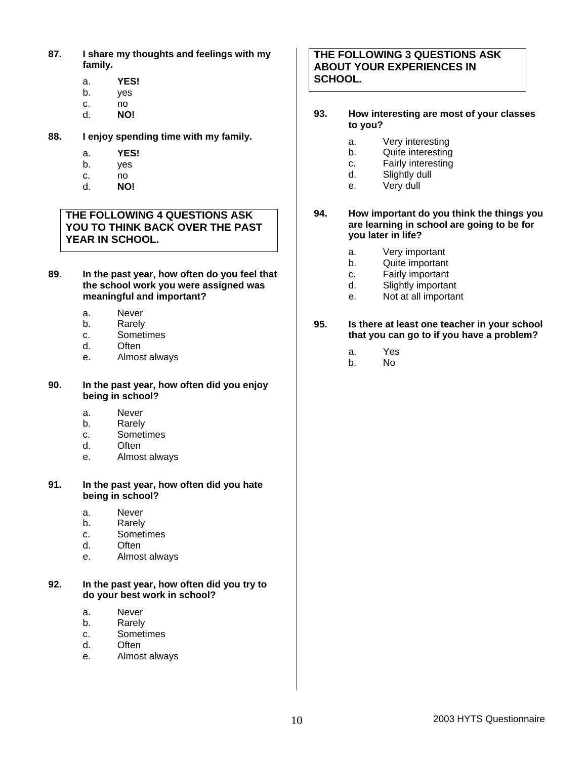**87. I share my thoughts and feelings with my family.**

a. **YES!**
b. yes
c. no
d. **NO!**

**88. I enjoy spending time with my family.**

a. **YES!**
b. yes
c. no
d. **NO!**

**THE FOLLOWING 4 QUESTIONS ASK YOU TO THINK BACK OVER THE PAST YEAR IN SCHOOL.**

**89. In the past year, how often do you feel that the school work you were assigned was meaningful and important?**

a. Never
b. Rarely
c. Sometimes
d. Often
e. Almost always

**90. In the past year, how often did you enjoy being in school?**

a. Never
b. Rarely
c. Sometimes
d. Often
e. Almost always

**91. In the past year, how often did you hate being in school?**

a. Never
b. Rarely
c. Sometimes
d. Often
e. Almost always

**92. In the past year, how often did you try to do your best work in school?**

a. Never
b. Rarely
c. Sometimes
d. Often
e. Almost always

**THE FOLLOWING 3 QUESTIONS ASK ABOUT YOUR EXPERIENCES IN SCHOOL.**

**93. How interesting are most of your classes to you?**

a. Very interesting
b. Quite interesting
c. Fairly interesting
d. Slightly dull
e. Very dull

**94. How important do you think the things you are learning in school are going to be for you later in life?**

a. Very important
b. Quite important
c. Fairly important
d. Slightly important
e. Not at all important

**95. Is there at least one teacher in your school that you can go to if you have a problem?**

a. Yes
b. No